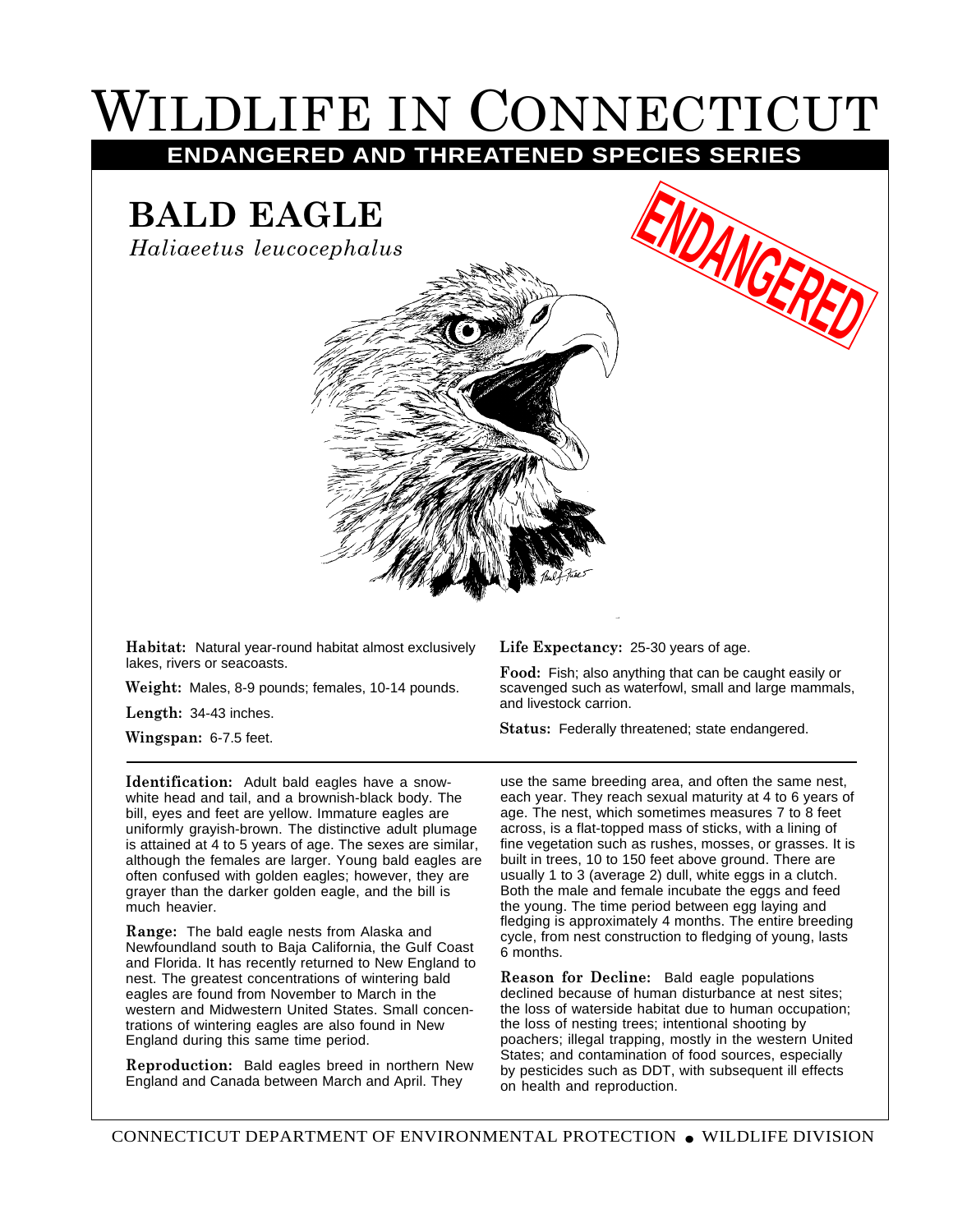# WILDLIFE IN CONNECTICUT

**ENDANGERED AND THREATENED SPECIES SERIES**

## BALD EAGLE

*Haliaeetus leucocephalus*

ENDANGERED

**Habitat:** Natural year-round habitat almost exclusively lakes, rivers or seacoasts.

**Weight:** Males, 8-9 pounds; females, 10-14 pounds.

**Length:** 34-43 inches.

**Wingspan:** 6-7.5 feet.

**Life Expectancy:** 25-30 years of age.

**Food:** Fish; also anything that can be caught easily or scavenged such as waterfowl, small and large mammals, and livestock carrion.

**Status:** Federally threatened; state endangered.

---

**Identification:** Adult bald eagles have a snow-white head and tail, and a brownish-black body. The bill, eyes and feet are yellow. Immature eagles are uniformly grayish-brown. The distinctive adult plumage is attained at 4 to 5 years of age. The sexes are similar, although the females are larger. Young bald eagles are often confused with golden eagles; however, they are grayer than the darker golden eagle, and the bill is much heavier.

**Range:** The bald eagle nests from Alaska and Newfoundland south to Baja California, the Gulf Coast and Florida. It has recently returned to New England to nest. The greatest concentrations of wintering bald eagles are found from November to March in the western and Midwestern United States. Small concentrations of wintering eagles are also found in New England during this same time period.

**Reproduction:** Bald eagles breed in northern New England and Canada between March and April. They use the same breeding area, and often the same nest, each year. They reach sexual maturity at 4 to 6 years of age. The nest, which sometimes measures 7 to 8 feet across, is a flat-topped mass of sticks, with a lining of fine vegetation such as rushes, mosses, or grasses. It is built in trees, 10 to 150 feet above ground. There are usually 1 to 3 (average 2) dull, white eggs in a clutch. Both the male and female incubate the eggs and feed the young. The time period between egg laying and fledging is approximately 4 months. The entire breeding cycle, from nest construction to fledging of young, lasts 6 months.

**Reason for Decline:** Bald eagle populations declined because of human disturbance at nest sites; the loss of waterside habitat due to human occupation; the loss of nesting trees; intentional shooting by poachers; illegal trapping, mostly in the western United States; and contamination of food sources, especially by pesticides such as DDT, with subsequent ill effects on health and reproduction.

CONNECTICUT DEPARTMENT OF ENVIRONMENTAL PROTECTION • WILDLIFE DIVISION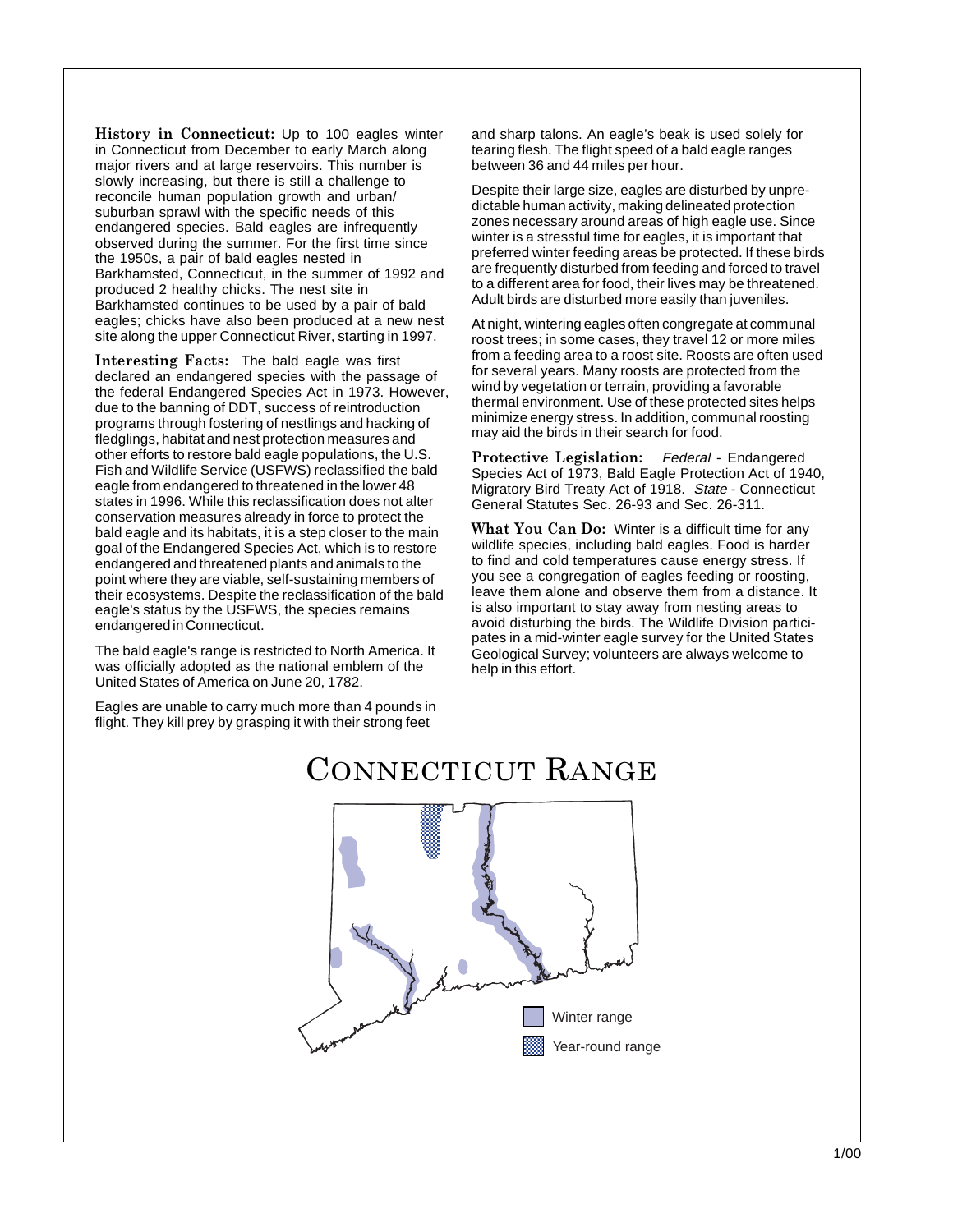**History in Connecticut:** Up to 100 eagles winter in Connecticut from December to early March along major rivers and at large reservoirs. This number is slowly increasing, but there is still a challenge to reconcile human population growth and urban/ suburban sprawl with the specific needs of this endangered species. Bald eagles are infrequently observed during the summer. For the first time since the 1950s, a pair of bald eagles nested in Barkhamsted, Connecticut, in the summer of 1992 and produced 2 healthy chicks. The nest site in Barkhamsted continues to be used by a pair of bald eagles; chicks have also been produced at a new nest site along the upper Connecticut River, starting in 1997.

**Interesting Facts:** The bald eagle was first declared an endangered species with the passage of the federal Endangered Species Act in 1973. However, due to the banning of DDT, success of reintroduction programs through fostering of nestlings and hacking of fledglings, habitat and nest protection measures and other efforts to restore bald eagle populations, the U.S. Fish and Wildlife Service (USFWS) reclassified the bald eagle from endangered to threatened in the lower 48 states in 1996. While this reclassification does not alter conservation measures already in force to protect the bald eagle and its habitats, it is a step closer to the main goal of the Endangered Species Act, which is to restore endangered and threatened plants and animals to the point where they are viable, self-sustaining members of their ecosystems. Despite the reclassification of the bald eagle's status by the USFWS, the species remains endangered in Connecticut.

The bald eagle's range is restricted to North America. It was officially adopted as the national emblem of the United States of America on June 20, 1782.

Eagles are unable to carry much more than 4 pounds in flight. They kill prey by grasping it with their strong feet and sharp talons. An eagle's beak is used solely for tearing flesh. The flight speed of a bald eagle ranges between 36 and 44 miles per hour.

Despite their large size, eagles are disturbed by unpredictable human activity, making delineated protection zones necessary around areas of high eagle use. Since winter is a stressful time for eagles, it is important that preferred winter feeding areas be protected. If these birds are frequently disturbed from feeding and forced to travel to a different area for food, their lives may be threatened. Adult birds are disturbed more easily than juveniles.

At night, wintering eagles often congregate at communal roost trees; in some cases, they travel 12 or more miles from a feeding area to a roost site. Roosts are often used for several years. Many roosts are protected from the wind by vegetation or terrain, providing a favorable thermal environment. Use of these protected sites helps minimize energy stress. In addition, communal roosting may aid the birds in their search for food.

**Protective Legislation:** *Federal* - Endangered Species Act of 1973, Bald Eagle Protection Act of 1940, Migratory Bird Treaty Act of 1918. *State* - Connecticut General Statutes Sec. 26-93 and Sec. 26-311.

**What You Can Do:** Winter is a difficult time for any wildlife species, including bald eagles. Food is harder to find and cold temperatures cause energy stress. If you see a congregation of eagles feeding or roosting, leave them alone and observe them from a distance. It is also important to stay away from nesting areas to avoid disturbing the birds. The Wildlife Division participates in a mid-winter eagle survey for the United States Geological Survey; volunteers are always welcome to help in this effort.

## Connecticut Range

Winter range

Year-round range

1/00